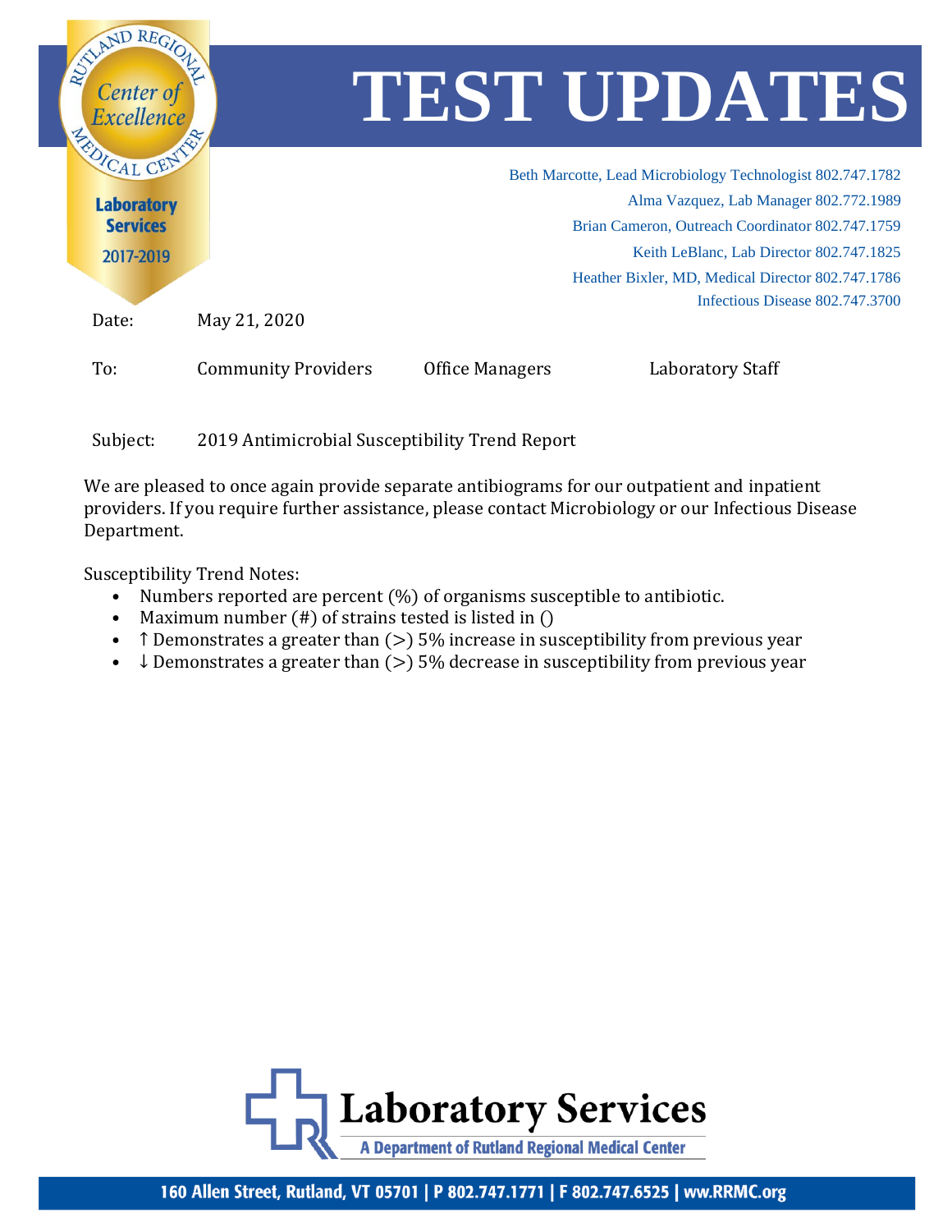Rutland Regional Center of Excellence Medical Center

Laboratory Services 2017-2019

# TEST UPDATES

Beth Marcotte, Lead Microbiology Technologist 802.747.1782
Alma Vazquez, Lab Manager 802.772.1989
Brian Cameron, Outreach Coordinator 802.747.1759
Keith LeBlanc, Lab Director 802.747.1825
Heather Bixler, MD, Medical Director 802.747.1786
Infectious Disease 802.747.3700

Date: May 21, 2020

To: Community Providers Office Managers Laboratory Staff

Subject: 2019 Antimicrobial Susceptibility Trend Report

We are pleased to once again provide separate antibiograms for our outpatient and inpatient providers. If you require further assistance, please contact Microbiology or our Infectious Disease Department.

Susceptibility Trend Notes:

- Numbers reported are percent (%) of organisms susceptible to antibiotic.
- Maximum number (#) of strains tested is listed in ()
- ↑ Demonstrates a greater than (>) 5% increase in susceptibility from previous year
- ↓ Demonstrates a greater than (>) 5% decrease in susceptibility from previous year

**Laboratory Services**
A Department of Rutland Regional Medical Center

160 Allen Street, Rutland, VT 05701 | P 802.747.1771 | F 802.747.6525 | ww.RRMC.org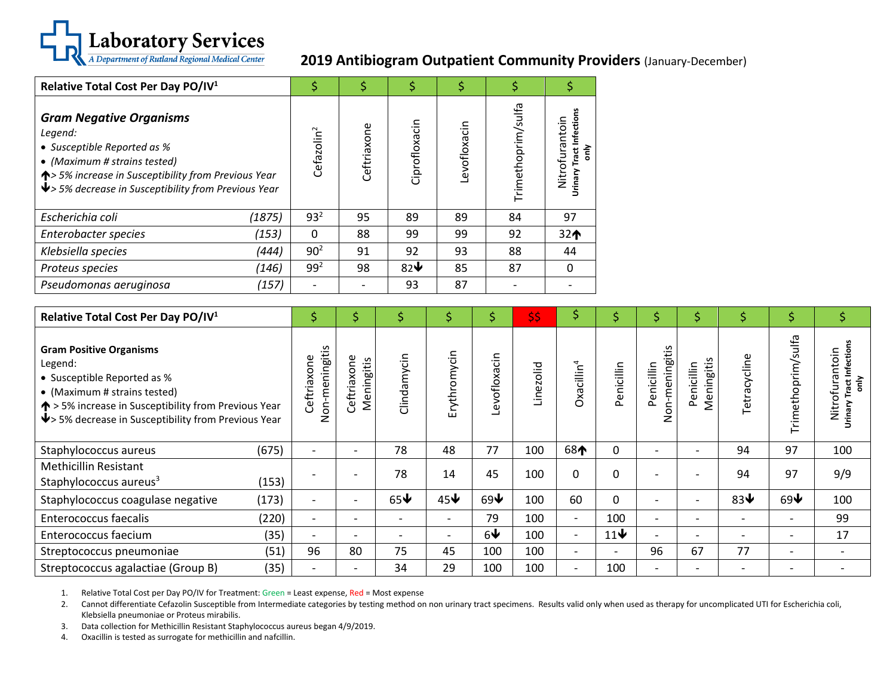**Laboratory Services**
*A Department of Rutland Regional Medical Center*

## 2019 Antibiogram Outpatient Community Providers (January-December)

| Relative Total Cost Per Day PO/IV[1] | | Cefazolin[2] | Ceftriaxone | Ciprofloxacin | Levofloxacin | Trimethoprim/sulfa | Nitrofurantoin Urinary Tract Infections only |
|---|---|---|---|---|---|---|---|
| | | $ | $ | $ | $ | $ | $ |
| ***Gram Negative Organisms*** <br> *Legend:* <br> • *Susceptible Reported as %* <br> • *(Maximum # strains tested)* <br> ↑ *> 5% increase in Susceptibility from Previous Year* <br> ↓ *> 5% decrease in Susceptibility from Previous Year* | | | | | | | |
| *Escherichia coli* | *(1875)* | 93[2] | 95 | 89 | 89 | 84 | 97 |
| *Enterobacter species* | *(153)* | 0 | 88 | 99 | 99 | 92 | 32↑ |
| *Klebsiella species* | *(444)* | 90[2] | 91 | 92 | 93 | 88 | 44 |
| *Proteus species* | *(146)* | 99[2] | 98 | 82↓ | 85 | 87 | 0 |
| *Pseudomonas aeruginosa* | *(157)* | - | - | 93 | 87 | - | - |

| Relative Total Cost Per Day PO/IV[1] | | Ceftriaxone Non-meningitis | Ceftriaxone Meningitis | Clindamycin | Erythromycin | Levofloxacin | Linezolid | Oxacillin[4] | Penicillin | Penicillin Non-meningitis | Penicillin Meningitis | Tetracycline | Trimethoprim/sulfa | Nitrofurantoin Urinary Tract Infections only |
|---|---|---|---|---|---|---|---|---|---|---|---|---|---|---|
| | | $ | $ | $ | $ | $ | $$ | $ | $ | $ | $ | $ | $ | $ |
| **Gram Positive Organisms** <br> Legend: <br> • Susceptible Reported as % <br> • (Maximum # strains tested) <br> ↑ > 5% increase in Susceptibility from Previous Year <br> ↓ > 5% decrease in Susceptibility from Previous Year | | | | | | | | | | | | | | |
| Staphylococcus aureus | (675) | - | - | 78 | 48 | 77 | 100 | 68↑ | 0 | - | - | 94 | 97 | 100 |
| Methicillin Resistant Staphylococcus aureus[3] | (153) | - | - | 78 | 14 | 45 | 100 | 0 | 0 | - | - | 94 | 97 | 9/9 |
| Staphylococcus coagulase negative | (173) | - | - | 65↓ | 45↓ | 69↓ | 100 | 60 | 0 | - | - | 83↓ | 69↓ | 100 |
| Enterococcus faecalis | (220) | - | - | - | - | 79 | 100 | - | 100 | - | - | - | - | 99 |
| Enterococcus faecium | (35) | - | - | - | - | 6↓ | 100 | - | 11↓ | - | - | - | - | 17 |
| Streptococcus pneumoniae | (51) | 96 | 80 | 75 | 45 | 100 | 100 | - | - | 96 | 67 | 77 | - | - |
| Streptococcus agalactiae (Group B) | (35) | - | - | 34 | 29 | 100 | 100 | - | 100 | - | - | - | - | - |

1. Relative Total Cost per Day PO/IV for Treatment: Green = Least expense, Red = Most expense
2. Cannot differentiate Cefazolin Susceptible from Intermediate categories by testing method on non urinary tract specimens. Results valid only when used as therapy for uncomplicated UTI for Escherichia coli, Klebsiella pneumoniae or Proteus mirabilis.
3. Data collection for Methicillin Resistant Staphylococcus aureus began 4/9/2019.
4. Oxacillin is tested as surrogate for methicillin and nafcillin.